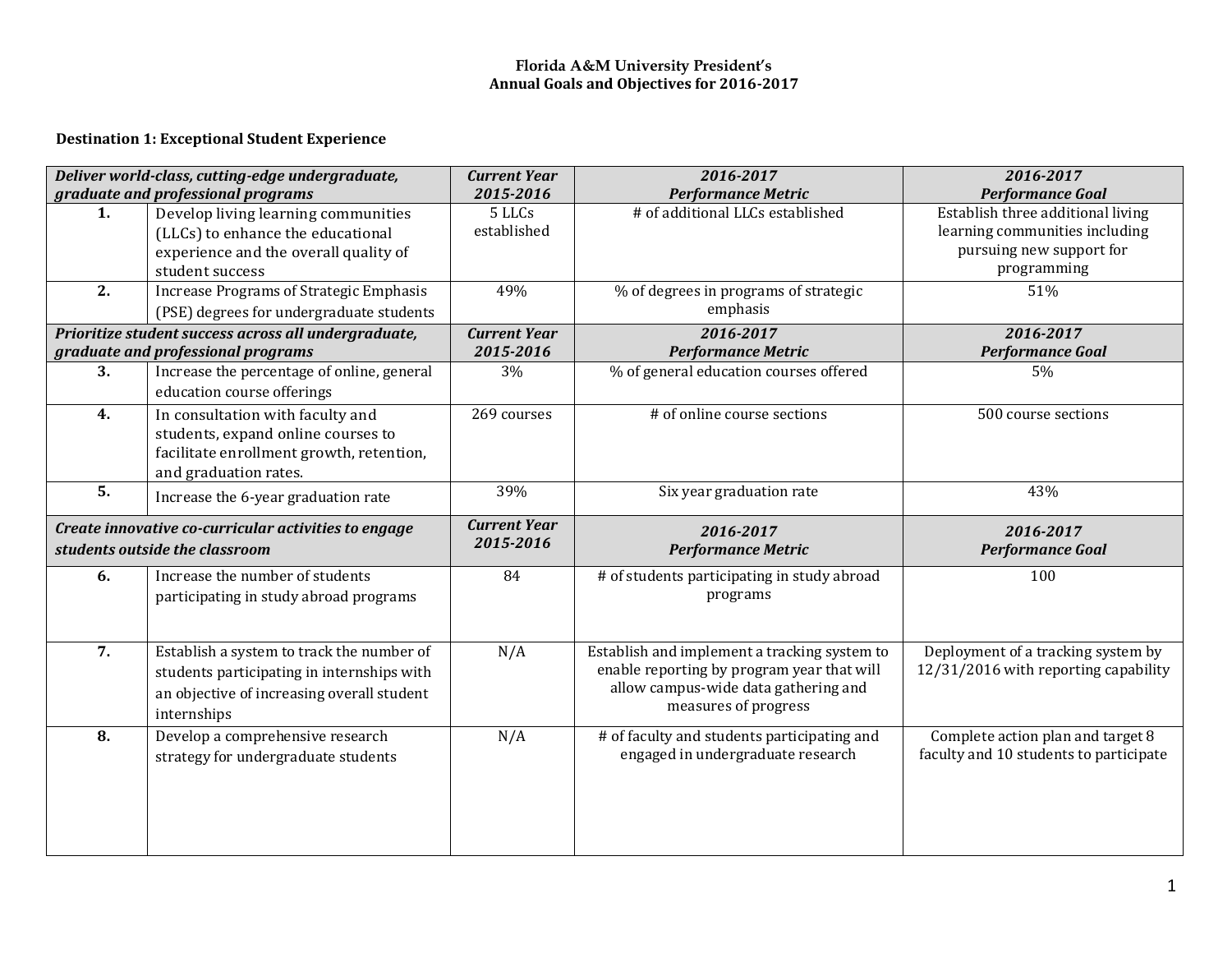# Florida A&M University President's
## Annual Goals and Objectives for 2016-2017

### Destination 1: Exceptional Student Experience

| ***Deliver world-class, cutting-edge undergraduate, graduate and professional programs*** | | ***Current Year 2015-2016*** | ***2016-2017 Performance Metric*** | ***2016-2017 Performance Goal*** |
|---|---|---|---|---|
| **1.** | Develop living learning communities (LLCs) to enhance the educational experience and the overall quality of student success | 5 LLCs established | # of additional LLCs established | Establish three additional living learning communities including pursuing new support for programming |
| **2.** | Increase Programs of Strategic Emphasis (PSE) degrees for undergraduate students | 49% | % of degrees in programs of strategic emphasis | 51% |
| ***Prioritize student success across all undergraduate, graduate and professional programs*** | | ***Current Year 2015-2016*** | ***2016-2017 Performance Metric*** | ***2016-2017 Performance Goal*** |
| **3.** | Increase the percentage of online, general education course offerings | 3% | % of general education courses offered | 5% |
| **4.** | In consultation with faculty and students, expand online courses to facilitate enrollment growth, retention, and graduation rates. | 269 courses | # of online course sections | 500 course sections |
| **5.** | Increase the 6-year graduation rate | 39% | Six year graduation rate | 43% |
| ***Create innovative co-curricular activities to engage students outside the classroom*** | | ***Current Year 2015-2016*** | ***2016-2017 Performance Metric*** | ***2016-2017 Performance Goal*** |
| **6.** | Increase the number of students participating in study abroad programs | 84 | # of students participating in study abroad programs | 100 |
| **7.** | Establish a system to track the number of students participating in internships with an objective of increasing overall student internships | N/A | Establish and implement a tracking system to enable reporting by program year that will allow campus-wide data gathering and measures of progress | Deployment of a tracking system by 12/31/2016 with reporting capability |
| **8.** | Develop a comprehensive research strategy for undergraduate students | N/A | # of faculty and students participating and engaged in undergraduate research | Complete action plan and target 8 faculty and 10 students to participate |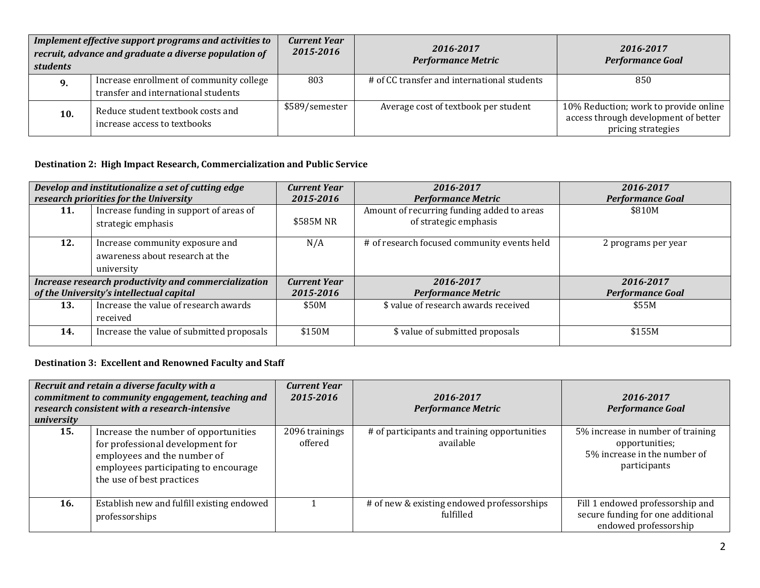| *Implement effective support programs and activities to recruit, advance and graduate a diverse population of students* | | *Current Year 2015-2016* | *2016-2017 Performance Metric* | *2016-2017 Performance Goal* |
|---|---|---|---|---|
| **9.** | Increase enrollment of community college transfer and international students | 803 | # of CC transfer and international students | 850 |
| **10.** | Reduce student textbook costs and increase access to textbooks | $589/semester | Average cost of textbook per student | 10% Reduction; work to provide online access through development of better pricing strategies |

**Destination 2: High Impact Research, Commercialization and Public Service**

| *Develop and institutionalize a set of cutting edge research priorities for the University* | | *Current Year 2015-2016* | *2016-2017 Performance Metric* | *2016-2017 Performance Goal* |
|---|---|---|---|---|
| **11.** | Increase funding in support of areas of strategic emphasis | $585M NR | Amount of recurring funding added to areas of strategic emphasis | $810M |
| **12.** | Increase community exposure and awareness about research at the university | N/A | # of research focused community events held | 2 programs per year |
| ***Increase research productivity and commercialization of the University's intellectual capital*** | | ***Current Year 2015-2016*** | ***2016-2017 Performance Metric*** | ***2016-2017 Performance Goal*** |
| **13.** | Increase the value of research awards received | $50M | $ value of research awards received | $55M |
| **14.** | Increase the value of submitted proposals | $150M | $ value of submitted proposals | $155M |

**Destination 3: Excellent and Renowned Faculty and Staff**

| *Recruit and retain a diverse faculty with a commitment to community engagement, teaching and research consistent with a research-intensive university* | | *Current Year 2015-2016* | *2016-2017 Performance Metric* | *2016-2017 Performance Goal* |
|---|---|---|---|---|
| **15.** | Increase the number of opportunities for professional development for employees and the number of employees participating to encourage the use of best practices | 2096 trainings offered | # of participants and training opportunities available | 5% increase in number of training opportunities; 5% increase in the number of participants |
| **16.** | Establish new and fulfill existing endowed professorships | 1 | # of new & existing endowed professorships fulfilled | Fill 1 endowed professorship and secure funding for one additional endowed professorship |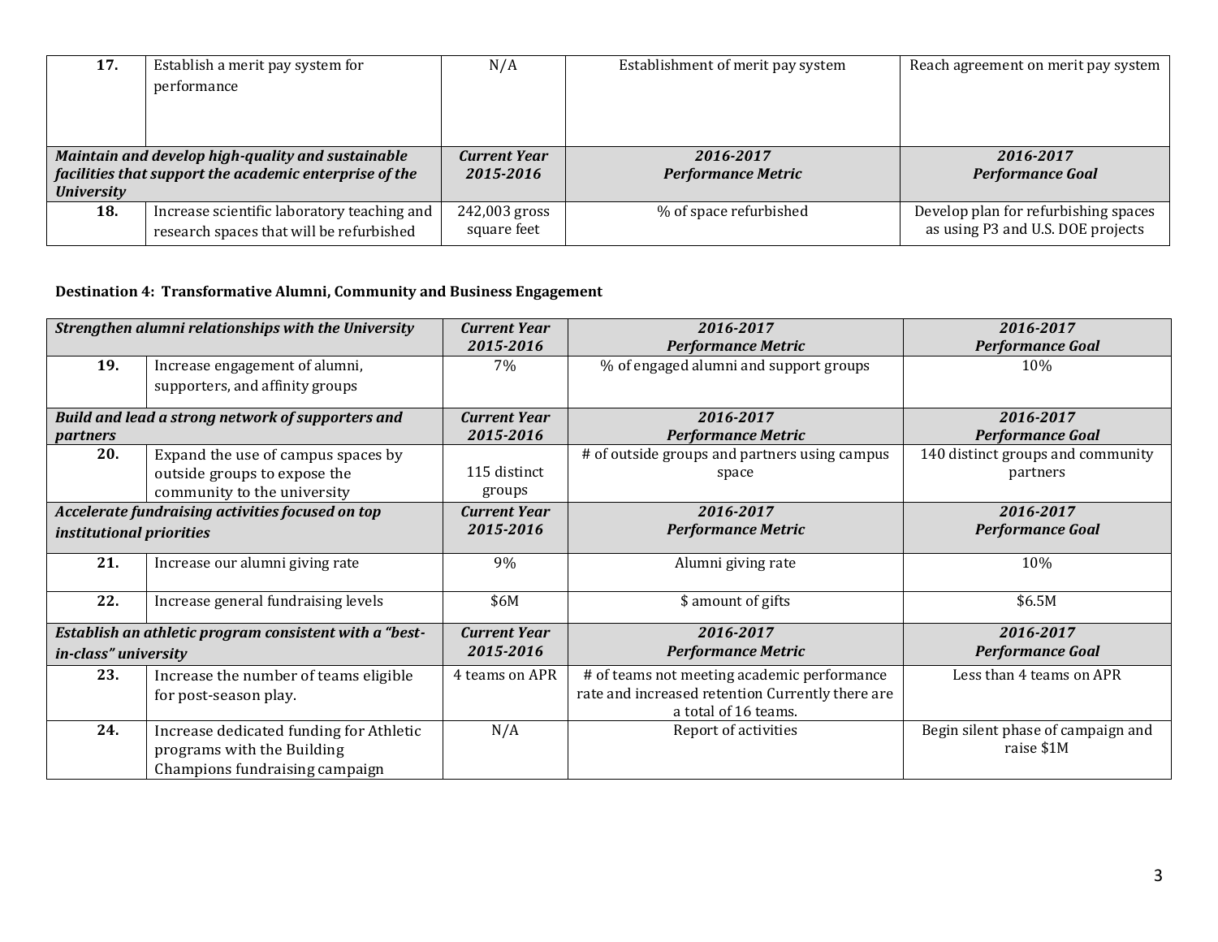| 17. | Establish a merit pay system for performance | N/A | Establishment of merit pay system | Reach agreement on merit pay system |
|---|---|---|---|---|
| ***Maintain and develop high-quality and sustainable facilities that support the academic enterprise of the University*** | | ***Current Year 2015-2016*** | ***2016-2017 Performance Metric*** | ***2016-2017 Performance Goal*** |
| **18.** | Increase scientific laboratory teaching and research spaces that will be refurbished | 242,003 gross square feet | % of space refurbished | Develop plan for refurbishing spaces as using P3 and U.S. DOE projects |

**Destination 4: Transformative Alumni, Community and Business Engagement**

| ***Strengthen alumni relationships with the University*** | | ***Current Year 2015-2016*** | ***2016-2017 Performance Metric*** | ***2016-2017 Performance Goal*** |
|---|---|---|---|---|
| **19.** | Increase engagement of alumni, supporters, and affinity groups | 7% | % of engaged alumni and support groups | 10% |
| ***Build and lead a strong network of supporters and partners*** | | ***Current Year 2015-2016*** | ***2016-2017 Performance Metric*** | ***2016-2017 Performance Goal*** |
| **20.** | Expand the use of campus spaces by outside groups to expose the community to the university | 115 distinct groups | # of outside groups and partners using campus space | 140 distinct groups and community partners |
| ***Accelerate fundraising activities focused on top institutional priorities*** | | ***Current Year 2015-2016*** | ***2016-2017 Performance Metric*** | ***2016-2017 Performance Goal*** |
| **21.** | Increase our alumni giving rate | 9% | Alumni giving rate | 10% |
| **22.** | Increase general fundraising levels | $6M | $ amount of gifts | $6.5M |
| ***Establish an athletic program consistent with a "best-in-class" university*** | | ***Current Year 2015-2016*** | ***2016-2017 Performance Metric*** | ***2016-2017 Performance Goal*** |
| **23.** | Increase the number of teams eligible for post-season play. | 4 teams on APR | # of teams not meeting academic performance rate and increased retention Currently there are a total of 16 teams. | Less than 4 teams on APR |
| **24.** | Increase dedicated funding for Athletic programs with the Building Champions fundraising campaign | N/A | Report of activities | Begin silent phase of campaign and raise $1M |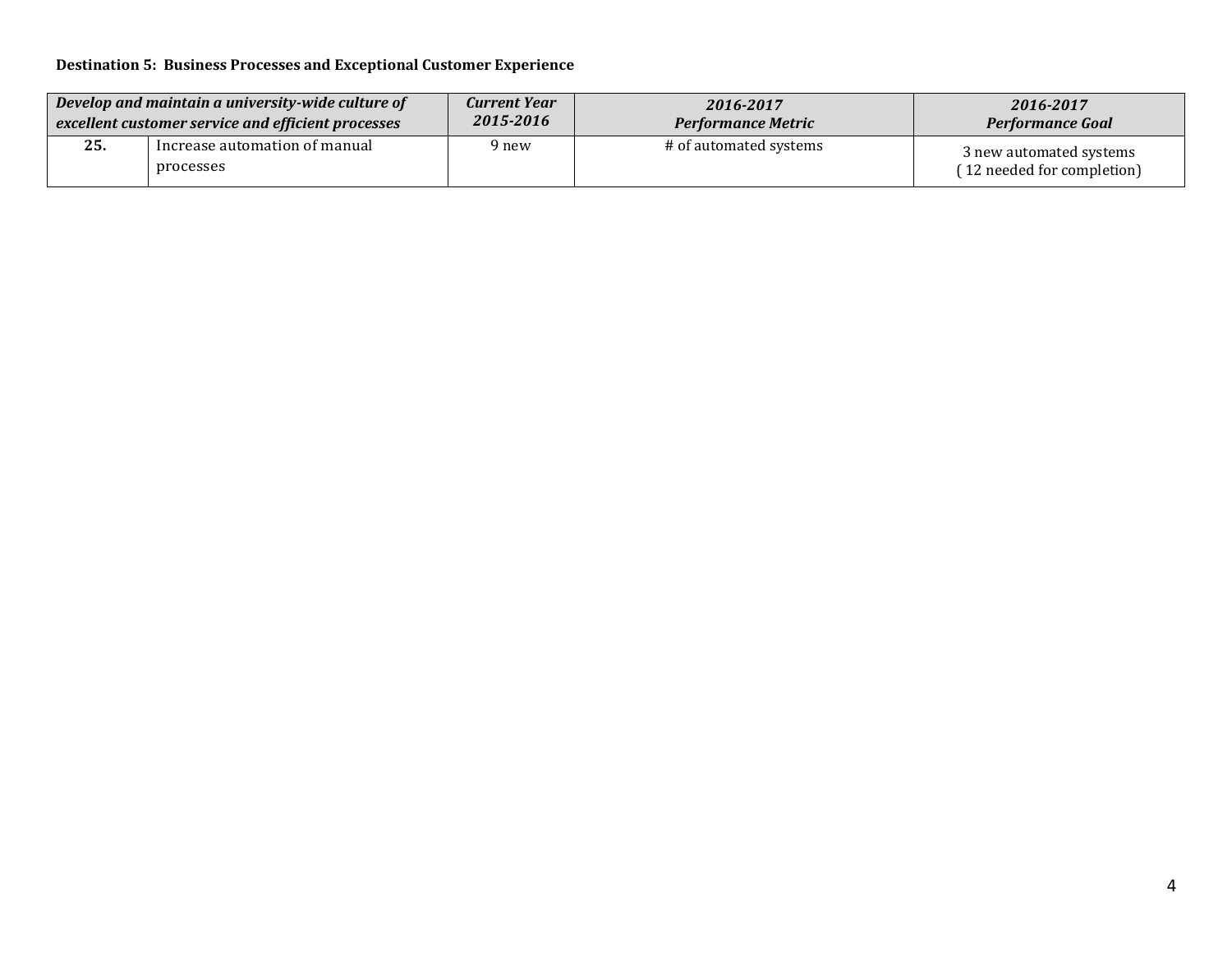**Destination 5: Business Processes and Exceptional Customer Experience**

| *Develop and maintain a university-wide culture of excellent customer service and efficient processes* | | *Current Year 2015-2016* | *2016-2017 Performance Metric* | *2016-2017 Performance Goal* |
|---|---|---|---|---|
| **25.** | Increase automation of manual processes | 9 new | # of automated systems | 3 new automated systems ( 12 needed for completion) |